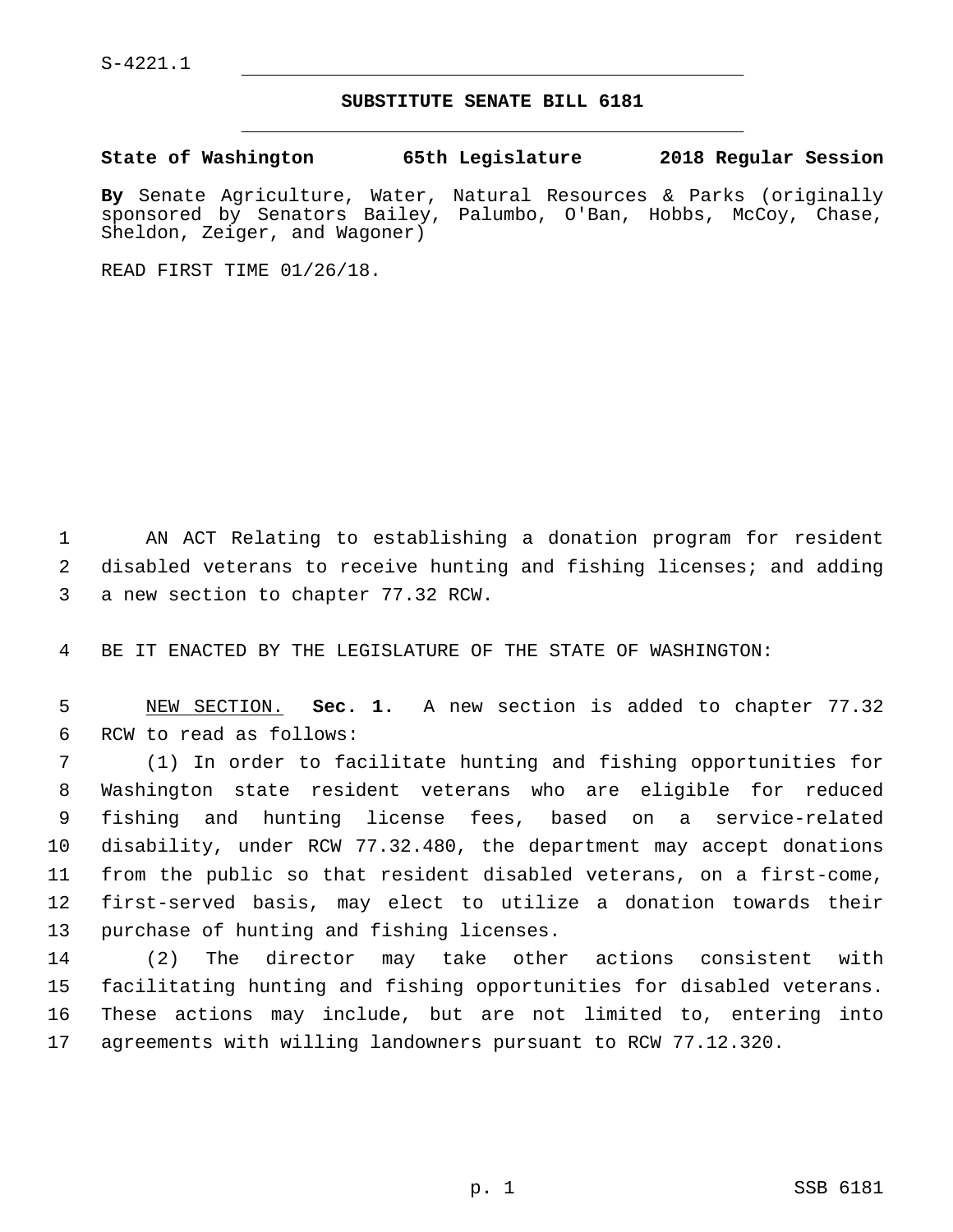S-4221.1

# SUBSTITUTE SENATE BILL 6181

**State of Washington 65th Legislature 2018 Regular Session**

**By** Senate Agriculture, Water, Natural Resources & Parks (originally sponsored by Senators Bailey, Palumbo, O'Ban, Hobbs, McCoy, Chase, Sheldon, Zeiger, and Wagoner)

READ FIRST TIME 01/26/18.

AN ACT Relating to establishing a donation program for resident disabled veterans to receive hunting and fishing licenses; and adding a new section to chapter 77.32 RCW.

BE IT ENACTED BY THE LEGISLATURE OF THE STATE OF WASHINGTON:

NEW SECTION. **Sec. 1.** A new section is added to chapter 77.32 RCW to read as follows:

(1) In order to facilitate hunting and fishing opportunities for Washington state resident veterans who are eligible for reduced fishing and hunting license fees, based on a service-related disability, under RCW 77.32.480, the department may accept donations from the public so that resident disabled veterans, on a first-come, first-served basis, may elect to utilize a donation towards their purchase of hunting and fishing licenses.

(2) The director may take other actions consistent with facilitating hunting and fishing opportunities for disabled veterans. These actions may include, but are not limited to, entering into agreements with willing landowners pursuant to RCW 77.12.320.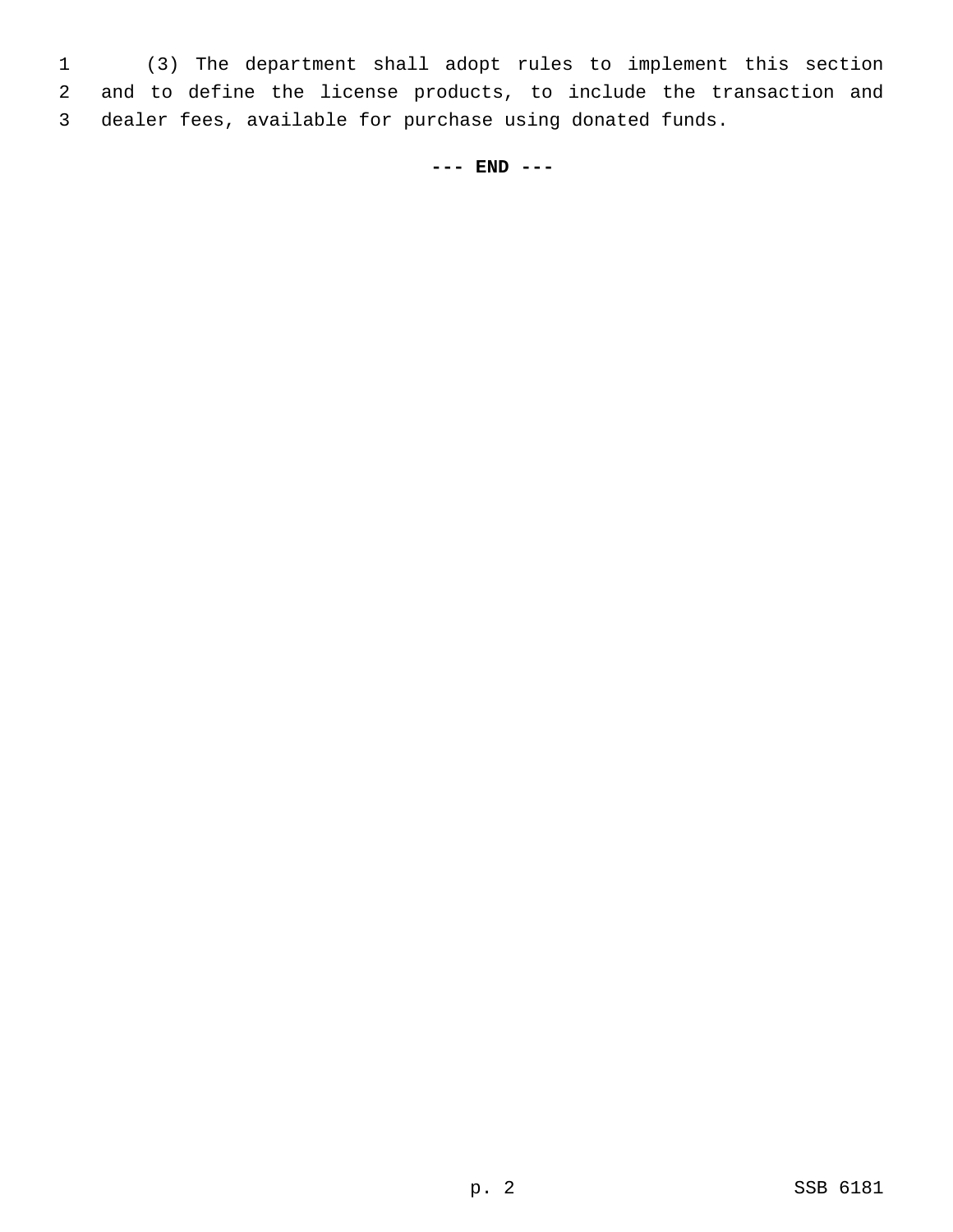(3) The department shall adopt rules to implement this section and to define the license products, to include the transaction and dealer fees, available for purchase using donated funds.

**--- END ---**